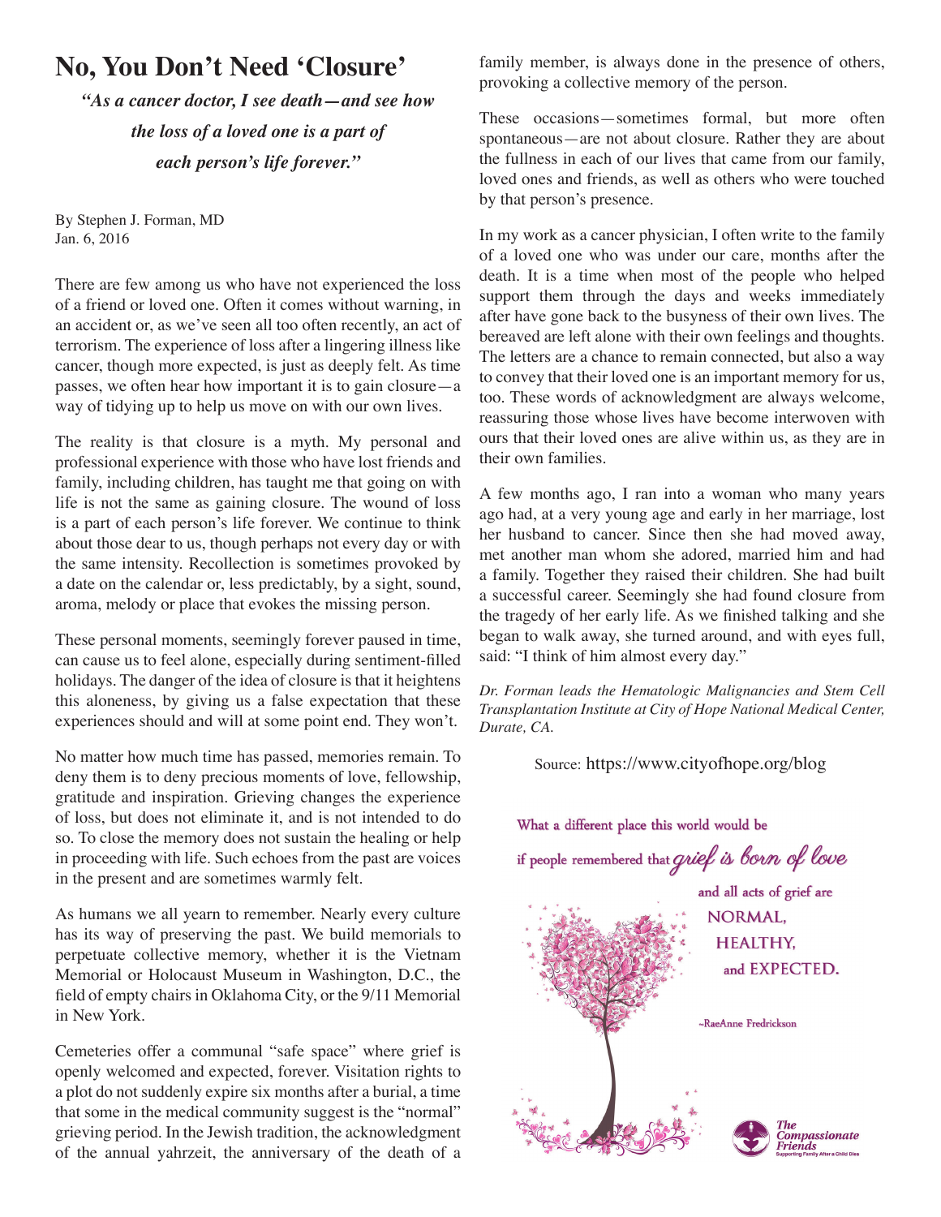# No, You Don't Need 'Closure'

***"As a cancer doctor, I see death—and see how the loss of a loved one is a part of each person's life forever."***

By Stephen J. Forman, MD
Jan. 6, 2016

There are few among us who have not experienced the loss of a friend or loved one. Often it comes without warning, in an accident or, as we've seen all too often recently, an act of terrorism. The experience of loss after a lingering illness like cancer, though more expected, is just as deeply felt. As time passes, we often hear how important it is to gain closure—a way of tidying up to help us move on with our own lives.

The reality is that closure is a myth. My personal and professional experience with those who have lost friends and family, including children, has taught me that going on with life is not the same as gaining closure. The wound of loss is a part of each person's life forever. We continue to think about those dear to us, though perhaps not every day or with the same intensity. Recollection is sometimes provoked by a date on the calendar or, less predictably, by a sight, sound, aroma, melody or place that evokes the missing person.

These personal moments, seemingly forever paused in time, can cause us to feel alone, especially during sentiment-filled holidays. The danger of the idea of closure is that it heightens this aloneness, by giving us a false expectation that these experiences should and will at some point end. They won't.

No matter how much time has passed, memories remain. To deny them is to deny precious moments of love, fellowship, gratitude and inspiration. Grieving changes the experience of loss, but does not eliminate it, and is not intended to do so. To close the memory does not sustain the healing or help in proceeding with life. Such echoes from the past are voices in the present and are sometimes warmly felt.

As humans we all yearn to remember. Nearly every culture has its way of preserving the past. We build memorials to perpetuate collective memory, whether it is the Vietnam Memorial or Holocaust Museum in Washington, D.C., the field of empty chairs in Oklahoma City, or the 9/11 Memorial in New York.

Cemeteries offer a communal "safe space" where grief is openly welcomed and expected, forever. Visitation rights to a plot do not suddenly expire six months after a burial, a time that some in the medical community suggest is the "normal" grieving period. In the Jewish tradition, the acknowledgment of the annual yahrzeit, the anniversary of the death of a family member, is always done in the presence of others, provoking a collective memory of the person.

These occasions—sometimes formal, but more often spontaneous—are not about closure. Rather they are about the fullness in each of our lives that came from our family, loved ones and friends, as well as others who were touched by that person's presence.

In my work as a cancer physician, I often write to the family of a loved one who was under our care, months after the death. It is a time when most of the people who helped support them through the days and weeks immediately after have gone back to the busyness of their own lives. The bereaved are left alone with their own feelings and thoughts. The letters are a chance to remain connected, but also a way to convey that their loved one is an important memory for us, too. These words of acknowledgment are always welcome, reassuring those whose lives have become interwoven with ours that their loved ones are alive within us, as they are in their own families.

A few months ago, I ran into a woman who many years ago had, at a very young age and early in her marriage, lost her husband to cancer. Since then she had moved away, met another man whom she adored, married him and had a family. Together they raised their children. She had built a successful career. Seemingly she had found closure from the tragedy of her early life. As we finished talking and she began to walk away, she turned around, and with eyes full, said: "I think of him almost every day."

*Dr. Forman leads the Hematologic Malignancies and Stem Cell Transplantation Institute at City of Hope National Medical Center, Durate, CA.*

Source: https://www.cityofhope.org/blog

What a different place this world would be if people remembered that *grief is born of love* and all acts of grief are NORMAL, HEALTHY, and EXPECTED.

~RaeAnne Fredrickson

The Compassionate Friends
Supporting Family After a Child Dies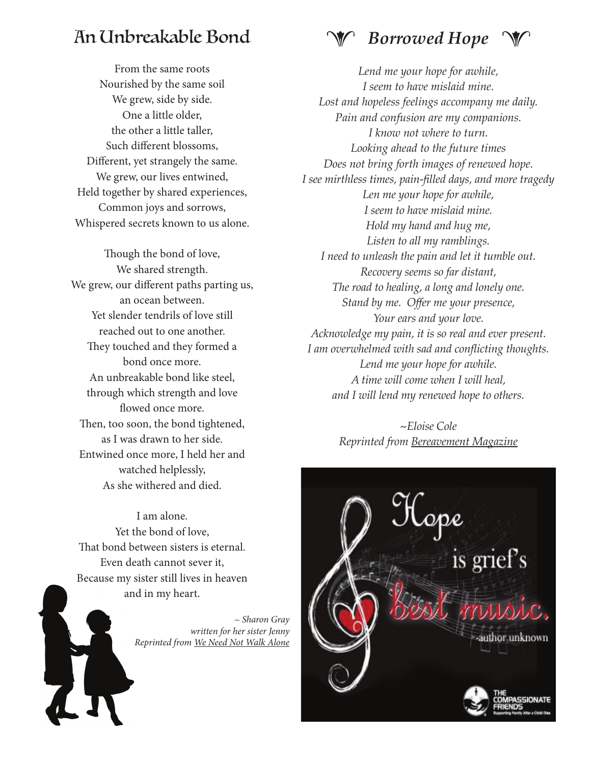## An Unbreakable Bond

From the same roots
Nourished by the same soil
We grew, side by side.
One a little older,
the other a little taller,
Such different blossoms,
Different, yet strangely the same.
We grew, our lives entwined,
Held together by shared experiences,
Common joys and sorrows,
Whispered secrets known to us alone.

Though the bond of love,
We shared strength.
We grew, our different paths parting us,
an ocean between.
Yet slender tendrils of love still
reached out to one another.
They touched and they formed a
bond once more.
An unbreakable bond like steel,
through which strength and love
flowed once more.
Then, too soon, the bond tightened,
as I was drawn to her side.
Entwined once more, I held her and
watched helplessly,
As she withered and died.

I am alone.
Yet the bond of love,
That bond between sisters is eternal.
Even death cannot sever it,
Because my sister still lives in heaven
and in my heart.

*~ Sharon Gray*
*written for her sister Jenny*
*Reprinted from We Need Not Walk Alone*

## *Borrowed Hope*

*Lend me your hope for awhile,*
*I seem to have mislaid mine.*
*Lost and hopeless feelings accompany me daily.*
*Pain and confusion are my companions.*
*I know not where to turn.*
*Looking ahead to the future times*
*Does not bring forth images of renewed hope.*
*I see mirthless times, pain-filled days, and more tragedy*
*Len me your hope for awhile,*
*I seem to have mislaid mine.*
*Hold my hand and hug me,*
*Listen to all my ramblings.*
*I need to unleash the pain and let it tumble out.*
*Recovery seems so far distant,*
*The road to healing, a long and lonely one.*
*Stand by me. Offer me your presence,*
*Your ears and your love.*
*Acknowledge my pain, it is so real and ever present.*
*I am overwhelmed with sad and conflicting thoughts.*
*Lend me your hope for awhile.*
*A time will come when I will heal,*
*and I will lend my renewed hope to others.*

*~Eloise Cole*
*Reprinted from Bereavement Magazine*

Hope is grief's best music.
-author unknown

THE COMPASSIONATE FRIENDS
Supporting Family After a Child Dies